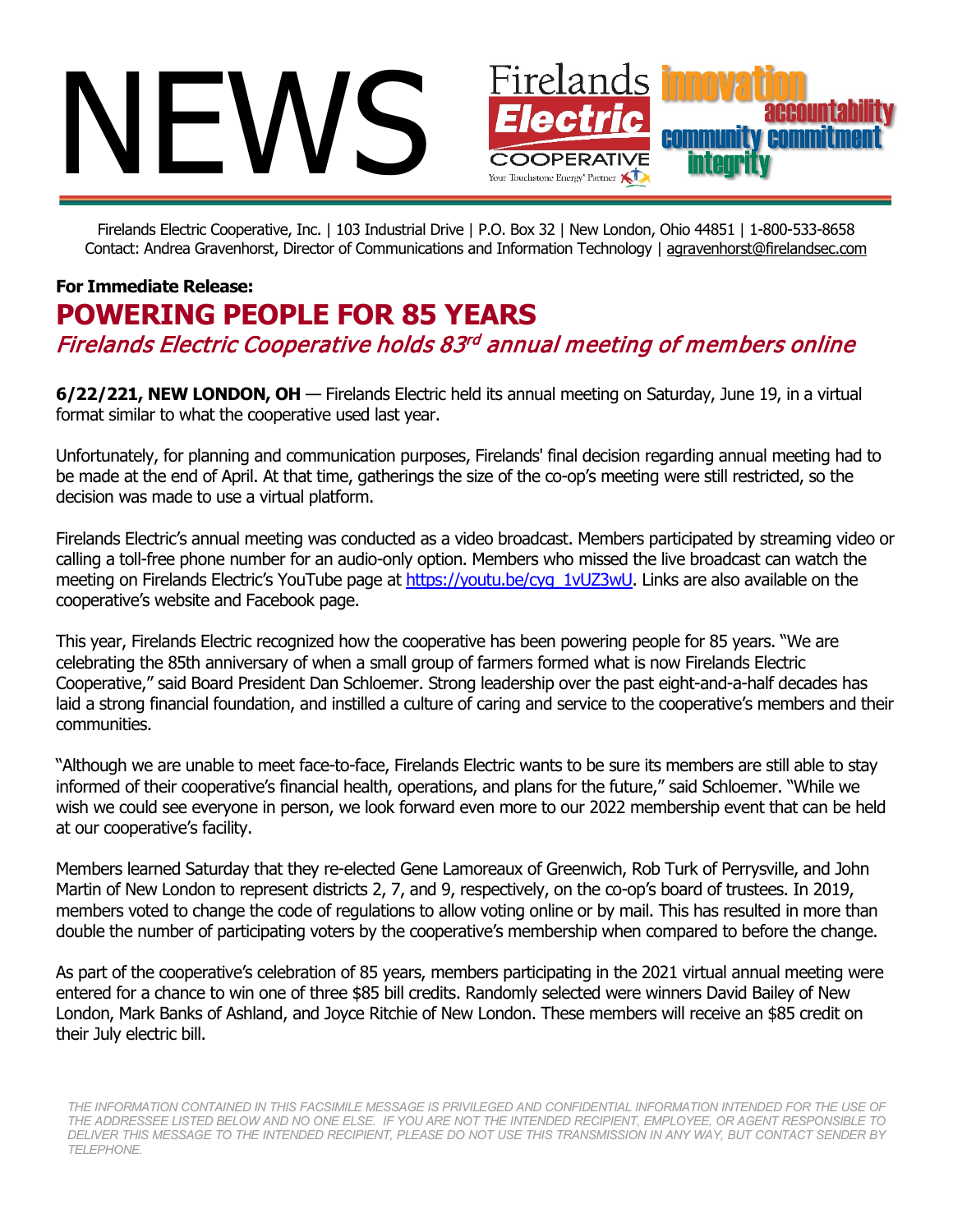# NEWS

Firelands Electric Cooperative — Your Touchstone Energy® Partner

innovation accountability community commitment integrity

Firelands Electric Cooperative, Inc. | 103 Industrial Drive | P.O. Box 32 | New London, Ohio 44851 | 1-800-533-8658
Contact: Andrea Gravenhorst, Director of Communications and Information Technology | agravenhorst@firelandsec.com

**For Immediate Release:**

## POWERING PEOPLE FOR 85 YEARS

*Firelands Electric Cooperative holds 83rd annual meeting of members online*

**6/22/221, NEW LONDON, OH** — Firelands Electric held its annual meeting on Saturday, June 19, in a virtual format similar to what the cooperative used last year.

Unfortunately, for planning and communication purposes, Firelands' final decision regarding annual meeting had to be made at the end of April. At that time, gatherings the size of the co-op's meeting were still restricted, so the decision was made to use a virtual platform.

Firelands Electric's annual meeting was conducted as a video broadcast. Members participated by streaming video or calling a toll-free phone number for an audio-only option. Members who missed the live broadcast can watch the meeting on Firelands Electric's YouTube page at https://youtu.be/cyg_1vUZ3wU. Links are also available on the cooperative's website and Facebook page.

This year, Firelands Electric recognized how the cooperative has been powering people for 85 years. "We are celebrating the 85th anniversary of when a small group of farmers formed what is now Firelands Electric Cooperative," said Board President Dan Schloemer. Strong leadership over the past eight-and-a-half decades has laid a strong financial foundation, and instilled a culture of caring and service to the cooperative's members and their communities.

"Although we are unable to meet face-to-face, Firelands Electric wants to be sure its members are still able to stay informed of their cooperative's financial health, operations, and plans for the future," said Schloemer. "While we wish we could see everyone in person, we look forward even more to our 2022 membership event that can be held at our cooperative's facility.

Members learned Saturday that they re-elected Gene Lamoreaux of Greenwich, Rob Turk of Perrysville, and John Martin of New London to represent districts 2, 7, and 9, respectively, on the co-op's board of trustees. In 2019, members voted to change the code of regulations to allow voting online or by mail. This has resulted in more than double the number of participating voters by the cooperative's membership when compared to before the change.

As part of the cooperative's celebration of 85 years, members participating in the 2021 virtual annual meeting were entered for a chance to win one of three $85 bill credits. Randomly selected were winners David Bailey of New London, Mark Banks of Ashland, and Joyce Ritchie of New London. These members will receive an $85 credit on their July electric bill.

*THE INFORMATION CONTAINED IN THIS FACSIMILE MESSAGE IS PRIVILEGED AND CONFIDENTIAL INFORMATION INTENDED FOR THE USE OF THE ADDRESSEE LISTED BELOW AND NO ONE ELSE. IF YOU ARE NOT THE INTENDED RECIPIENT, EMPLOYEE, OR AGENT RESPONSIBLE TO DELIVER THIS MESSAGE TO THE INTENDED RECIPIENT, PLEASE DO NOT USE THIS TRANSMISSION IN ANY WAY, BUT CONTACT SENDER BY TELEPHONE.*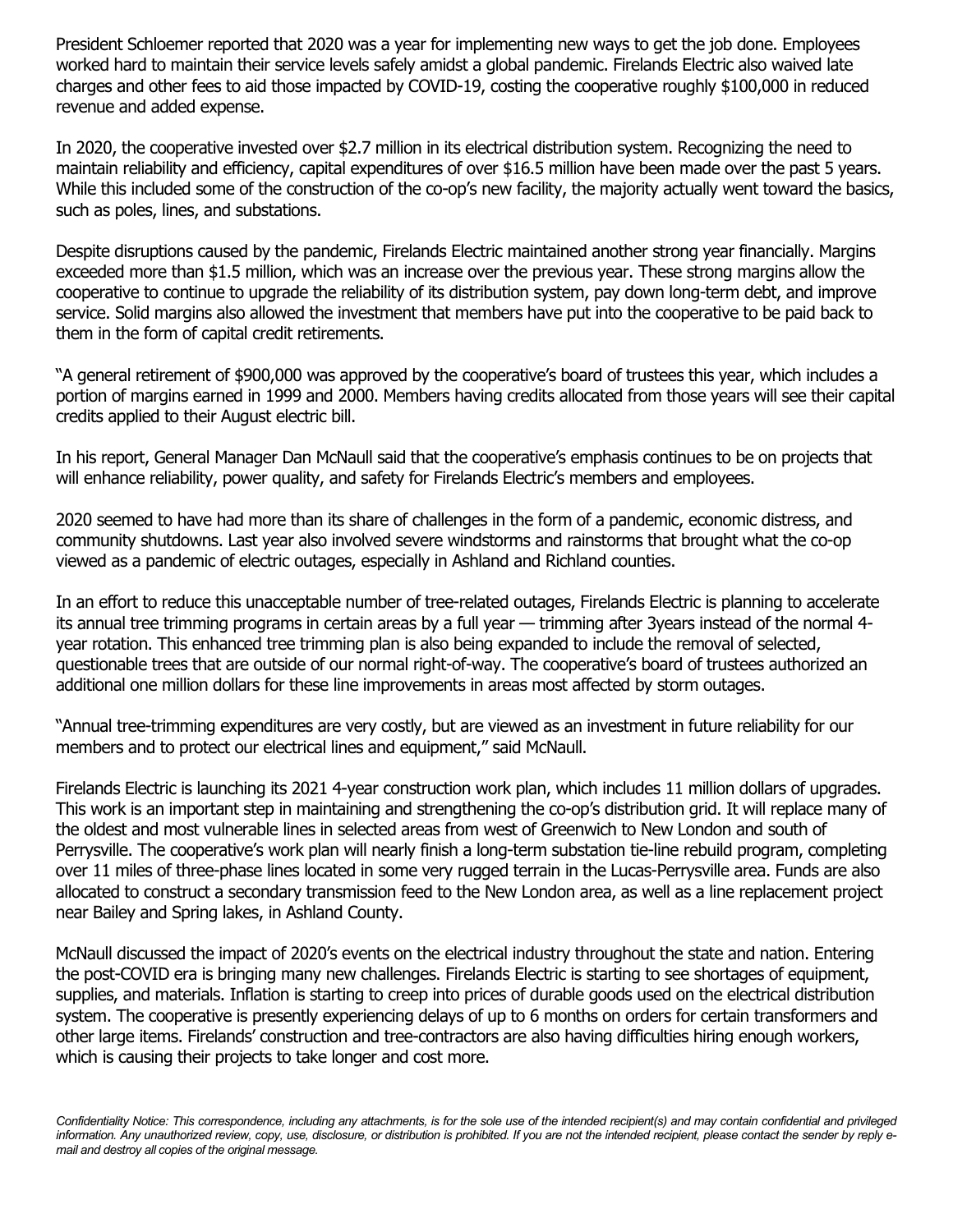President Schloemer reported that 2020 was a year for implementing new ways to get the job done. Employees worked hard to maintain their service levels safely amidst a global pandemic. Firelands Electric also waived late charges and other fees to aid those impacted by COVID-19, costing the cooperative roughly $100,000 in reduced revenue and added expense.

In 2020, the cooperative invested over $2.7 million in its electrical distribution system. Recognizing the need to maintain reliability and efficiency, capital expenditures of over $16.5 million have been made over the past 5 years. While this included some of the construction of the co-op's new facility, the majority actually went toward the basics, such as poles, lines, and substations.

Despite disruptions caused by the pandemic, Firelands Electric maintained another strong year financially. Margins exceeded more than $1.5 million, which was an increase over the previous year. These strong margins allow the cooperative to continue to upgrade the reliability of its distribution system, pay down long-term debt, and improve service. Solid margins also allowed the investment that members have put into the cooperative to be paid back to them in the form of capital credit retirements.

"A general retirement of $900,000 was approved by the cooperative's board of trustees this year, which includes a portion of margins earned in 1999 and 2000. Members having credits allocated from those years will see their capital credits applied to their August electric bill.

In his report, General Manager Dan McNaull said that the cooperative's emphasis continues to be on projects that will enhance reliability, power quality, and safety for Firelands Electric's members and employees.

2020 seemed to have had more than its share of challenges in the form of a pandemic, economic distress, and community shutdowns. Last year also involved severe windstorms and rainstorms that brought what the co-op viewed as a pandemic of electric outages, especially in Ashland and Richland counties.

In an effort to reduce this unacceptable number of tree-related outages, Firelands Electric is planning to accelerate its annual tree trimming programs in certain areas by a full year — trimming after 3years instead of the normal 4-year rotation. This enhanced tree trimming plan is also being expanded to include the removal of selected, questionable trees that are outside of our normal right-of-way. The cooperative's board of trustees authorized an additional one million dollars for these line improvements in areas most affected by storm outages.

"Annual tree-trimming expenditures are very costly, but are viewed as an investment in future reliability for our members and to protect our electrical lines and equipment," said McNaull.

Firelands Electric is launching its 2021 4-year construction work plan, which includes 11 million dollars of upgrades. This work is an important step in maintaining and strengthening the co-op's distribution grid. It will replace many of the oldest and most vulnerable lines in selected areas from west of Greenwich to New London and south of Perrysville. The cooperative's work plan will nearly finish a long-term substation tie-line rebuild program, completing over 11 miles of three-phase lines located in some very rugged terrain in the Lucas-Perrysville area. Funds are also allocated to construct a secondary transmission feed to the New London area, as well as a line replacement project near Bailey and Spring lakes, in Ashland County.

McNaull discussed the impact of 2020's events on the electrical industry throughout the state and nation. Entering the post-COVID era is bringing many new challenges. Firelands Electric is starting to see shortages of equipment, supplies, and materials. Inflation is starting to creep into prices of durable goods used on the electrical distribution system. The cooperative is presently experiencing delays of up to 6 months on orders for certain transformers and other large items. Firelands' construction and tree-contractors are also having difficulties hiring enough workers, which is causing their projects to take longer and cost more.

*Confidentiality Notice: This correspondence, including any attachments, is for the sole use of the intended recipient(s) and may contain confidential and privileged information. Any unauthorized review, copy, use, disclosure, or distribution is prohibited. If you are not the intended recipient, please contact the sender by reply e-mail and destroy all copies of the original message.*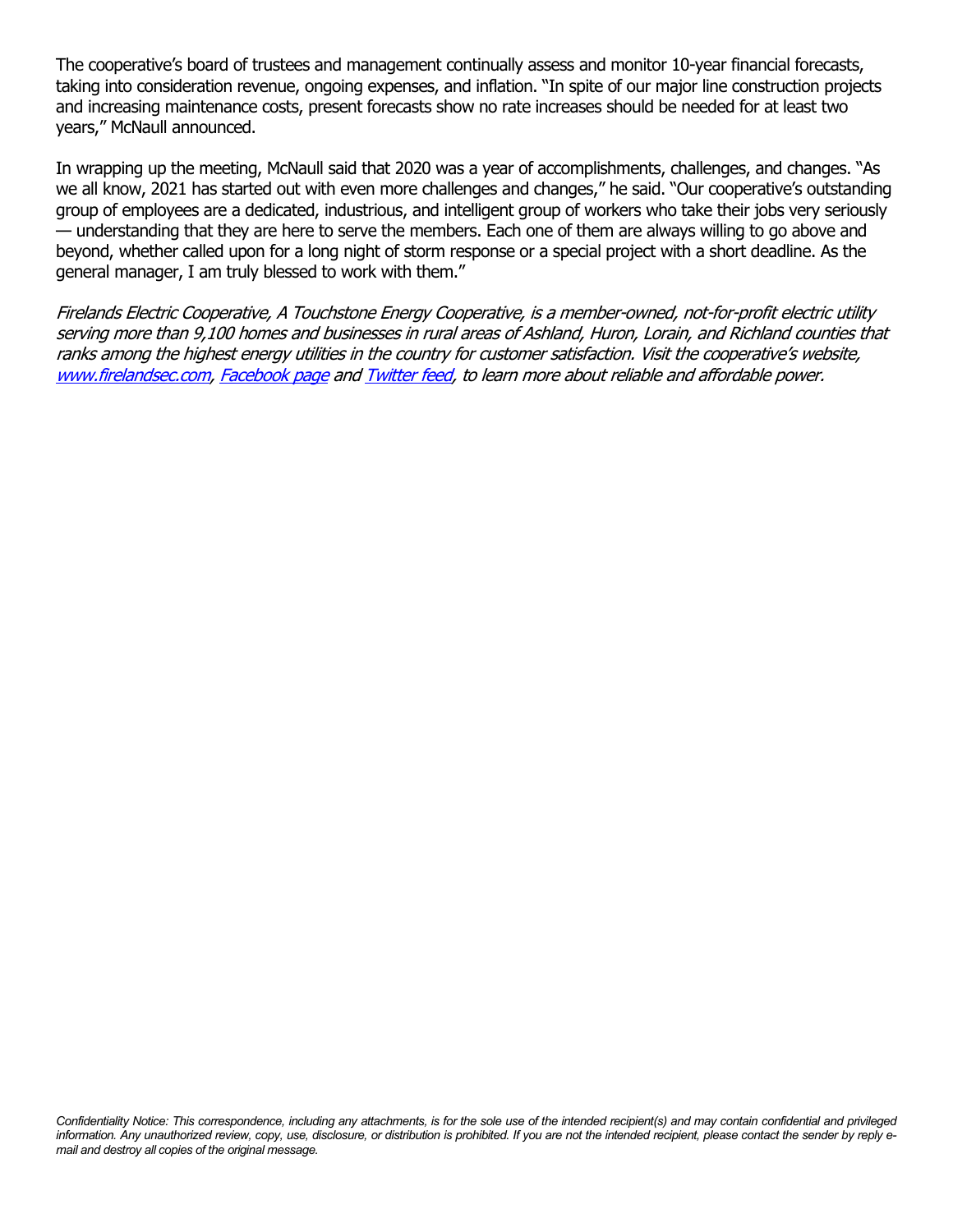The cooperative's board of trustees and management continually assess and monitor 10-year financial forecasts, taking into consideration revenue, ongoing expenses, and inflation. "In spite of our major line construction projects and increasing maintenance costs, present forecasts show no rate increases should be needed for at least two years," McNaull announced.

In wrapping up the meeting, McNaull said that 2020 was a year of accomplishments, challenges, and changes. "As we all know, 2021 has started out with even more challenges and changes," he said. "Our cooperative's outstanding group of employees are a dedicated, industrious, and intelligent group of workers who take their jobs very seriously — understanding that they are here to serve the members. Each one of them are always willing to go above and beyond, whether called upon for a long night of storm response or a special project with a short deadline. As the general manager, I am truly blessed to work with them."

*Firelands Electric Cooperative, A Touchstone Energy Cooperative, is a member-owned, not-for-profit electric utility serving more than 9,100 homes and businesses in rural areas of Ashland, Huron, Lorain, and Richland counties that ranks among the highest energy utilities in the country for customer satisfaction. Visit the cooperative's website, [www.firelandsec.com](http://www.firelandsec.com), [Facebook page]() and [Twitter feed](), to learn more about reliable and affordable power.*

*Confidentiality Notice: This correspondence, including any attachments, is for the sole use of the intended recipient(s) and may contain confidential and privileged information. Any unauthorized review, copy, use, disclosure, or distribution is prohibited. If you are not the intended recipient, please contact the sender by reply e-mail and destroy all copies of the original message.*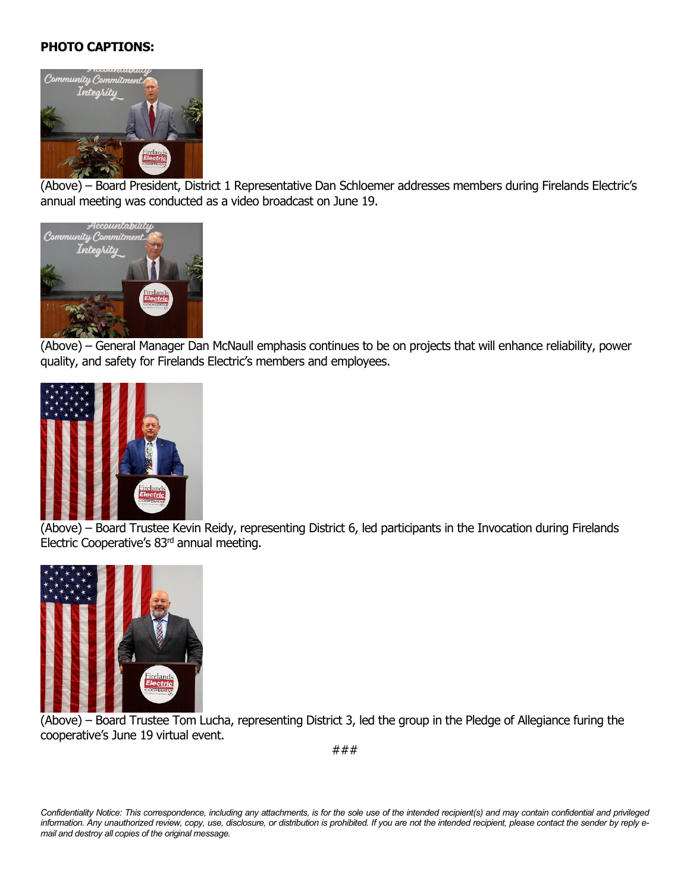**PHOTO CAPTIONS:**

(Above) – Board President, District 1 Representative Dan Schloemer addresses members during Firelands Electric's annual meeting was conducted as a video broadcast on June 19.

(Above) – General Manager Dan McNaull emphasis continues to be on projects that will enhance reliability, power quality, and safety for Firelands Electric's members and employees.

(Above) – Board Trustee Kevin Reidy, representing District 6, led participants in the Invocation during Firelands Electric Cooperative's 83rd annual meeting.

(Above) – Board Trustee Tom Lucha, representing District 3, led the group in the Pledge of Allegiance furing the cooperative's June 19 virtual event.

###

*Confidentiality Notice: This correspondence, including any attachments, is for the sole use of the intended recipient(s) and may contain confidential and privileged information. Any unauthorized review, copy, use, disclosure, or distribution is prohibited. If you are not the intended recipient, please contact the sender by reply e-mail and destroy all copies of the original message.*